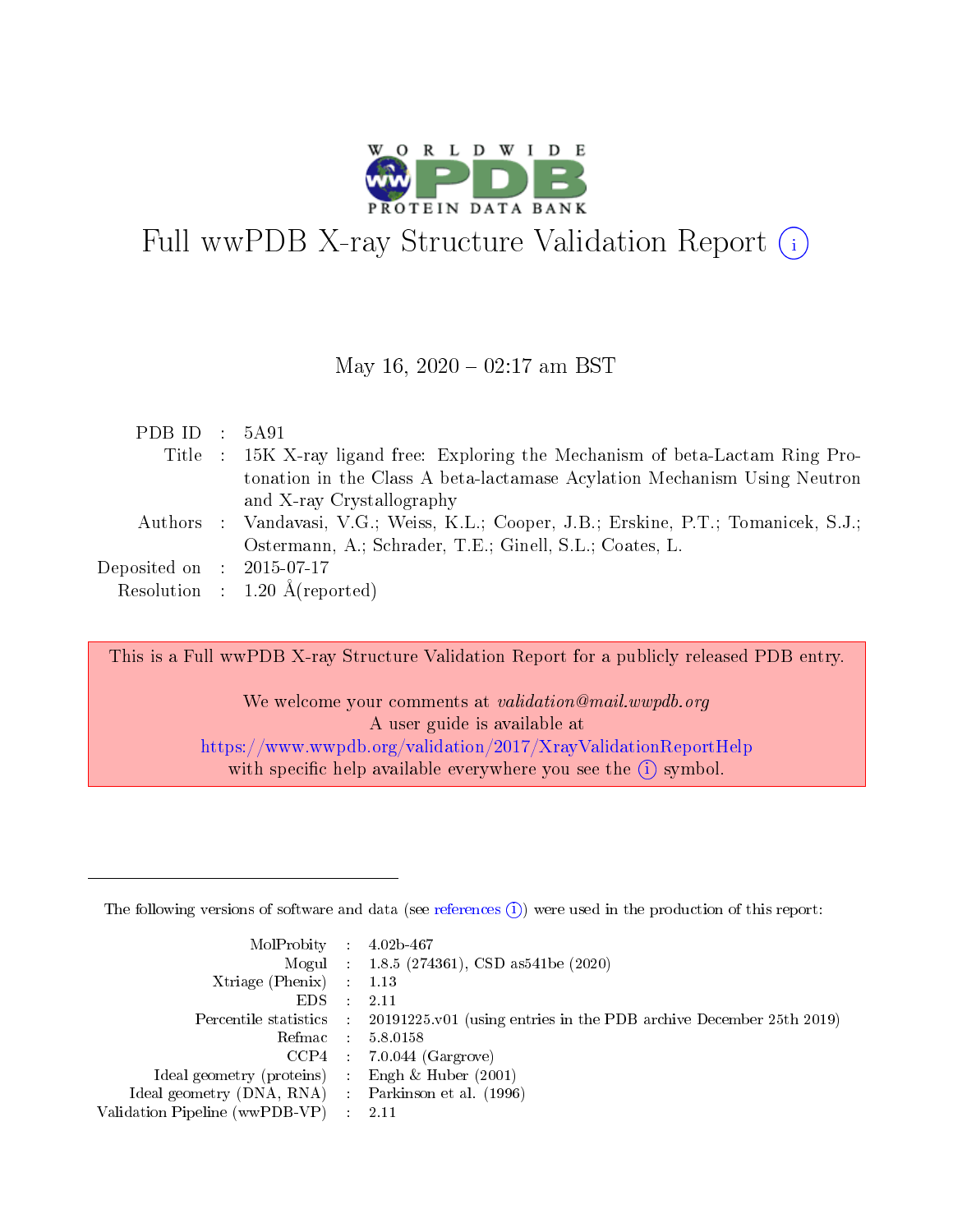# Full wwPDB X-ray Structure Validation Report (i)

May 16, 2020 – 02:17 am BST

| | | |
|---|---|---|
| PDB ID | : | 5A91 |
| Title | : | 15K X-ray ligand free: Exploring the Mechanism of beta-Lactam Ring Protonation in the Class A beta-lactamase Acylation Mechanism Using Neutron and X-ray Crystallography |
| Authors | : | Vandavasi, V.G.; Weiss, K.L.; Cooper, J.B.; Erskine, P.T.; Tomanicek, S.J.; Ostermann, A.; Schrader, T.E.; Ginell, S.L.; Coates, L. |
| Deposited on | : | 2015-07-17 |
| Resolution | : | 1.20 Å(reported) |

This is a Full wwPDB X-ray Structure Validation Report for a publicly released PDB entry.

We welcome your comments at *validation@mail.wwpdb.org*
A user guide is available at
https://www.wwpdb.org/validation/2017/XrayValidationReportHelp
with specific help available everywhere you see the (i) symbol.

---

The following versions of software and data (see references (i)) were used in the production of this report:

| | | |
|---|---|---|
| MolProbity | : | 4.02b-467 |
| Mogul | : | 1.8.5 (274361), CSD as541be (2020) |
| Xtriage (Phenix) | : | 1.13 |
| EDS | : | 2.11 |
| Percentile statistics | : | 20191225.v01 (using entries in the PDB archive December 25th 2019) |
| Refmac | : | 5.8.0158 |
| CCP4 | : | 7.0.044 (Gargrove) |
| Ideal geometry (proteins) | : | Engh & Huber (2001) |
| Ideal geometry (DNA, RNA) | : | Parkinson et al. (1996) |
| Validation Pipeline (wwPDB-VP) | : | 2.11 |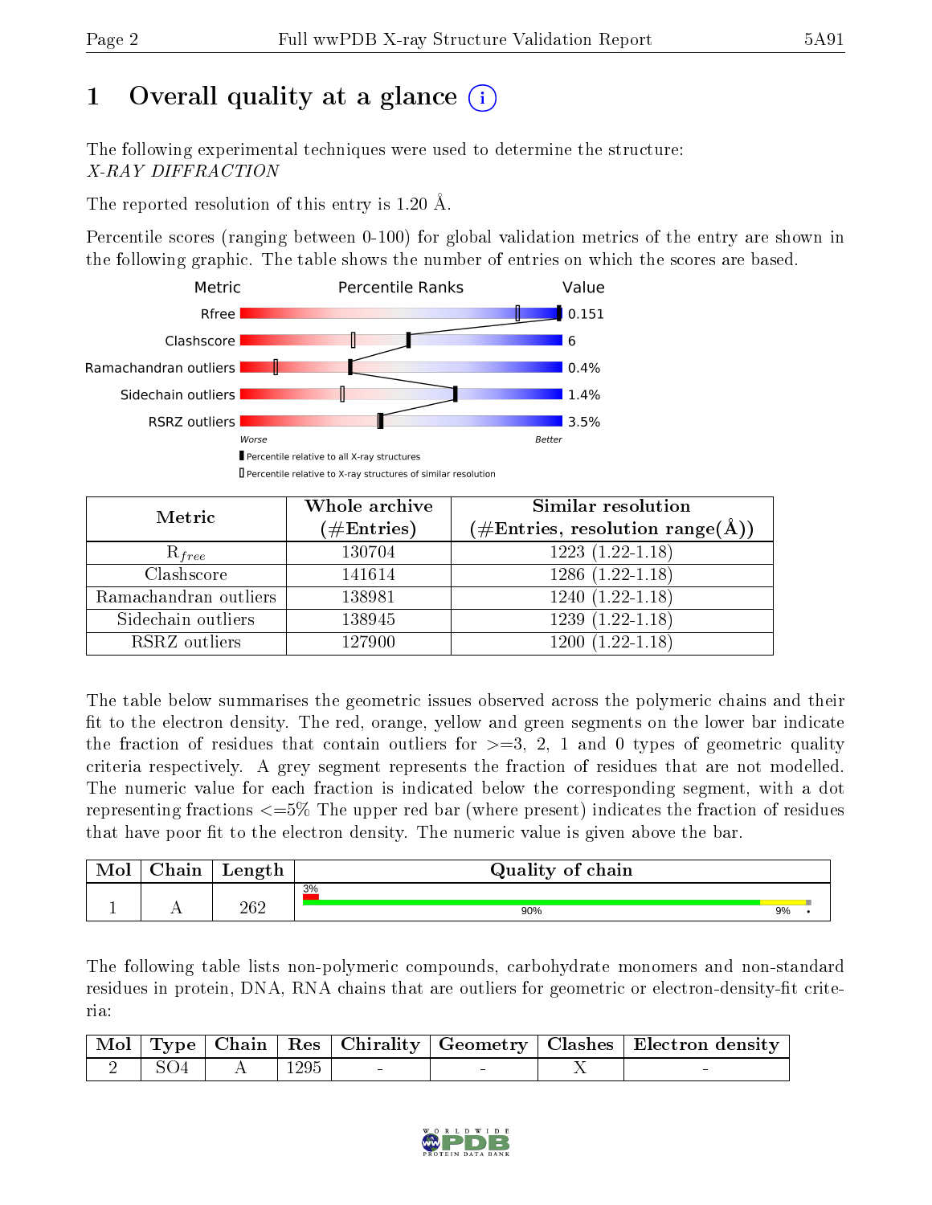# 1 Overall quality at a glance (i)

The following experimental techniques were used to determine the structure:
*X-RAY DIFFRACTION*

The reported resolution of this entry is 1.20 Å.

Percentile scores (ranging between 0-100) for global validation metrics of the entry are shown in the following graphic. The table shows the number of entries on which the scores are based.

| Metric | Value |
|---|---|
| Rfree | 0.151 |
| Clashscore | 6 |
| Ramachandran outliers | 0.4% |
| Sidechain outliers | 1.4% |
| RSRZ outliers | 3.5% |

Worse — Better

▮ Percentile relative to all X-ray structures
▯ Percentile relative to X-ray structures of similar resolution

| Metric | Whole archive (#Entries) | Similar resolution (#Entries, resolution range(Å)) |
|---|---|---|
| $R_{free}$ | 130704 | 1223 (1.22-1.18) |
| Clashscore | 141614 | 1286 (1.22-1.18) |
| Ramachandran outliers | 138981 | 1240 (1.22-1.18) |
| Sidechain outliers | 138945 | 1239 (1.22-1.18) |
| RSRZ outliers | 127900 | 1200 (1.22-1.18) |

The table below summarises the geometric issues observed across the polymeric chains and their fit to the electron density. The red, orange, yellow and green segments on the lower bar indicate the fraction of residues that contain outliers for >=3, 2, 1 and 0 types of geometric quality criteria respectively. A grey segment represents the fraction of residues that are not modelled. The numeric value for each fraction is indicated below the corresponding segment, with a dot representing fractions <=5% The upper red bar (where present) indicates the fraction of residues that have poor fit to the electron density. The numeric value is given above the bar.

| Mol | Chain | Length | Quality of chain |
|---|---|---|---|
| 1 | A | 262 | 3% (poor fit); 90% green, 9% yellow, • grey |

The following table lists non-polymeric compounds, carbohydrate monomers and non-standard residues in protein, DNA, RNA chains that are outliers for geometric or electron-density-fit criteria:

| Mol | Type | Chain | Res | Chirality | Geometry | Clashes | Electron density |
|---|---|---|---|---|---|---|---|
| 2 | SO4 | A | 1295 | - | - | X | - |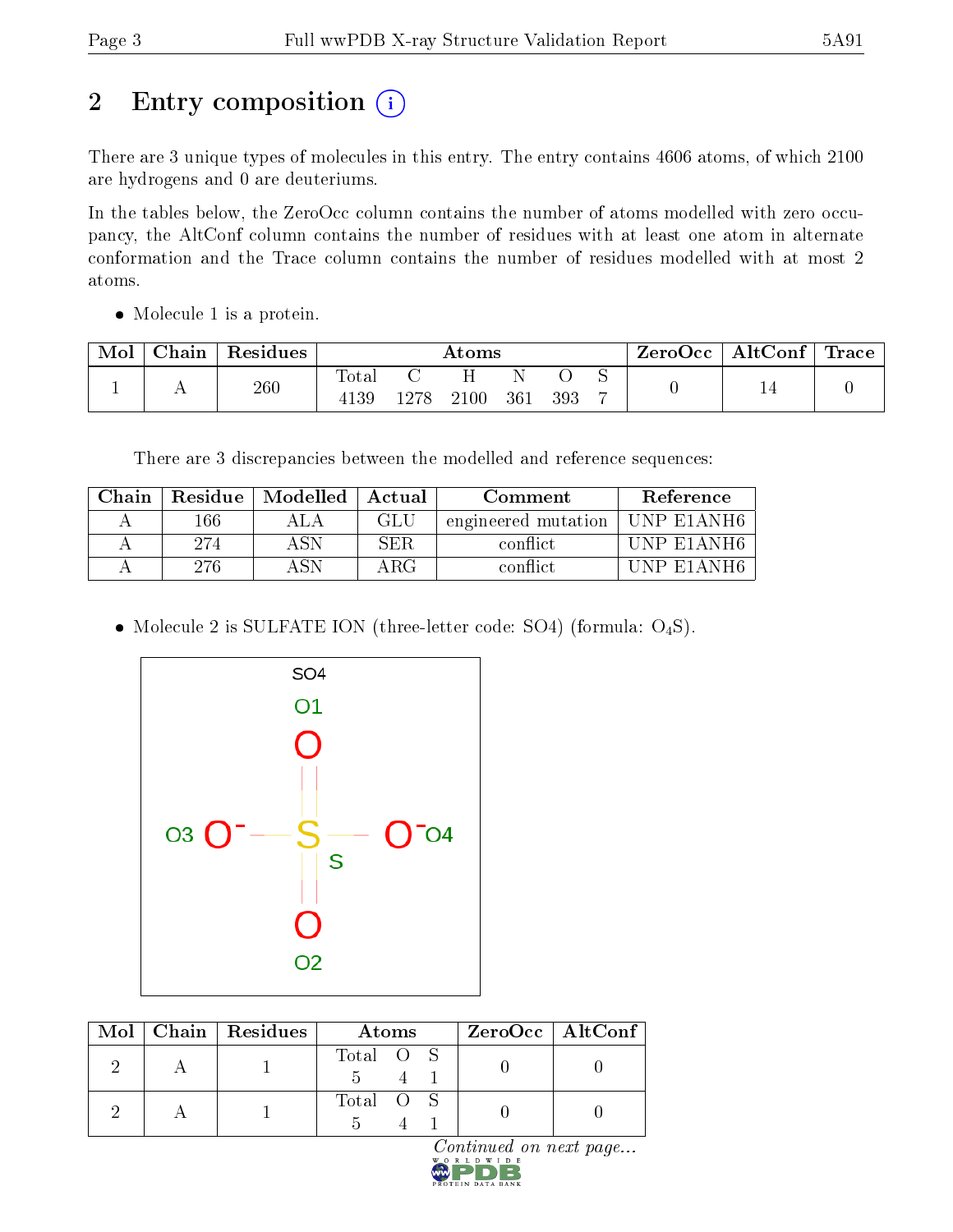# 2 Entry composition (i)

There are 3 unique types of molecules in this entry. The entry contains 4606 atoms, of which 2100 are hydrogens and 0 are deuteriums.

In the tables below, the ZeroOcc column contains the number of atoms modelled with zero occupancy, the AltConf column contains the number of residues with at least one atom in alternate conformation and the Trace column contains the number of residues modelled with at most 2 atoms.

- Molecule 1 is a protein.

| Mol | Chain | Residues | Atoms | | | | | | ZeroOcc | AltConf | Trace |
|---|---|---|---|---|---|---|---|---|---|---|---|
| 1 | A | 260 | Total<br>4139 | C<br>1278 | H<br>2100 | N<br>361 | O<br>393 | S<br>7 | 0 | 14 | 0 |

There are 3 discrepancies between the modelled and reference sequences:

| Chain | Residue | Modelled | Actual | Comment | Reference |
|---|---|---|---|---|---|
| A | 166 | ALA | GLU | engineered mutation | UNP E1ANH6 |
| A | 274 | ASN | SER | conflict | UNP E1ANH6 |
| A | 276 | ASN | ARG | conflict | UNP E1ANH6 |

- Molecule 2 is SULFATE ION (three-letter code: SO4) (formula: $O_4S$).

| Mol | Chain | Residues | Atoms | | | ZeroOcc | AltConf |
|---|---|---|---|---|---|---|---|
| 2 | A | 1 | Total<br>5 | O<br>4 | S<br>1 | 0 | 0 |
| 2 | A | 1 | Total<br>5 | O<br>4 | S<br>1 | 0 | 0 |

*Continued on next page...*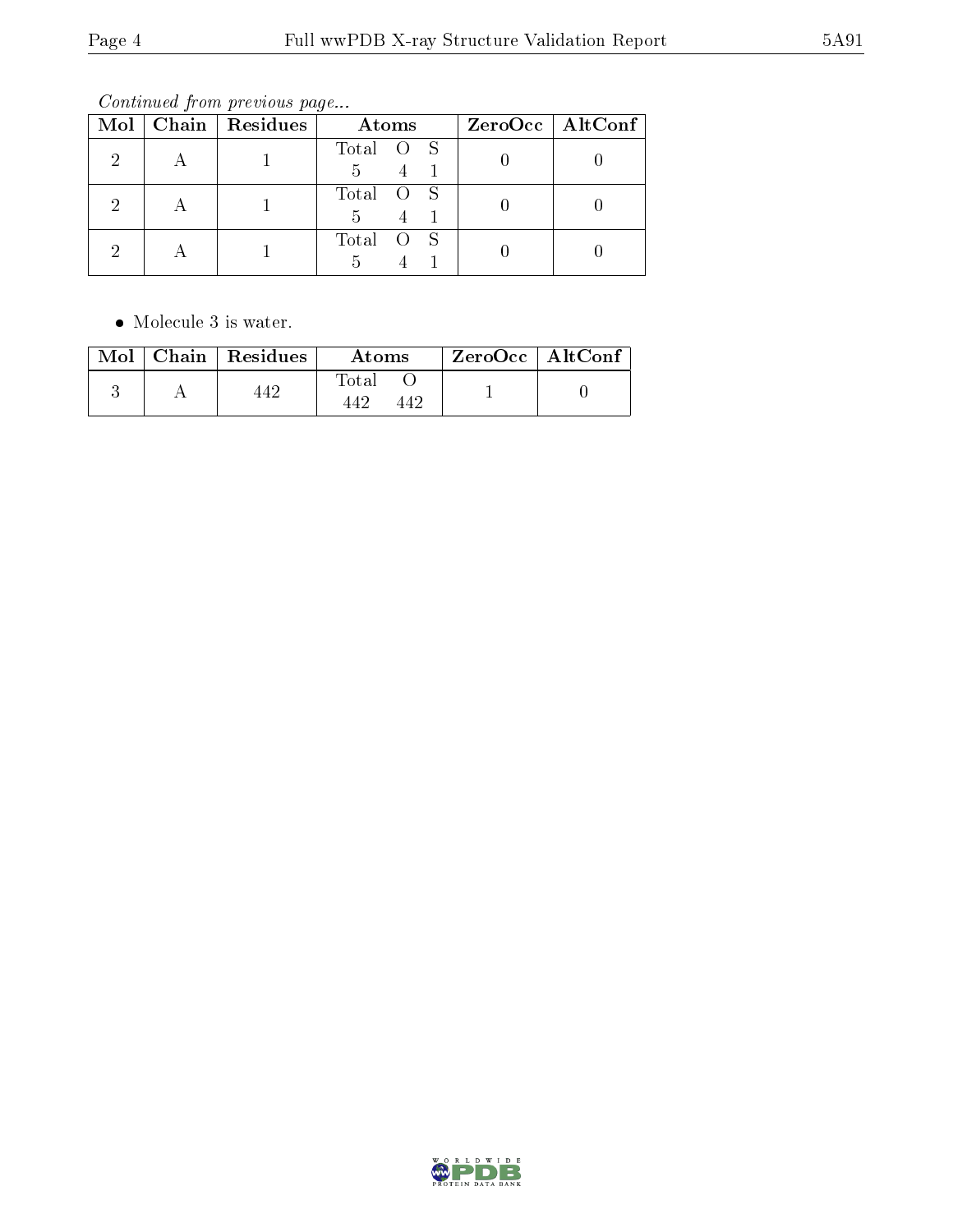*Continued from previous page...*

| Mol | Chain | Residues | Atoms | ZeroOcc | AltConf |
|---|---|---|---|---|---|
| 2 | A | 1 | Total O S<br>5 4 1 | 0 | 0 |
| 2 | A | 1 | Total O S<br>5 4 1 | 0 | 0 |
| 2 | A | 1 | Total O S<br>5 4 1 | 0 | 0 |

- Molecule 3 is water.

| Mol | Chain | Residues | Atoms | ZeroOcc | AltConf |
|---|---|---|---|---|---|
| 3 | A | 442 | Total O<br>442 442 | 1 | 0 |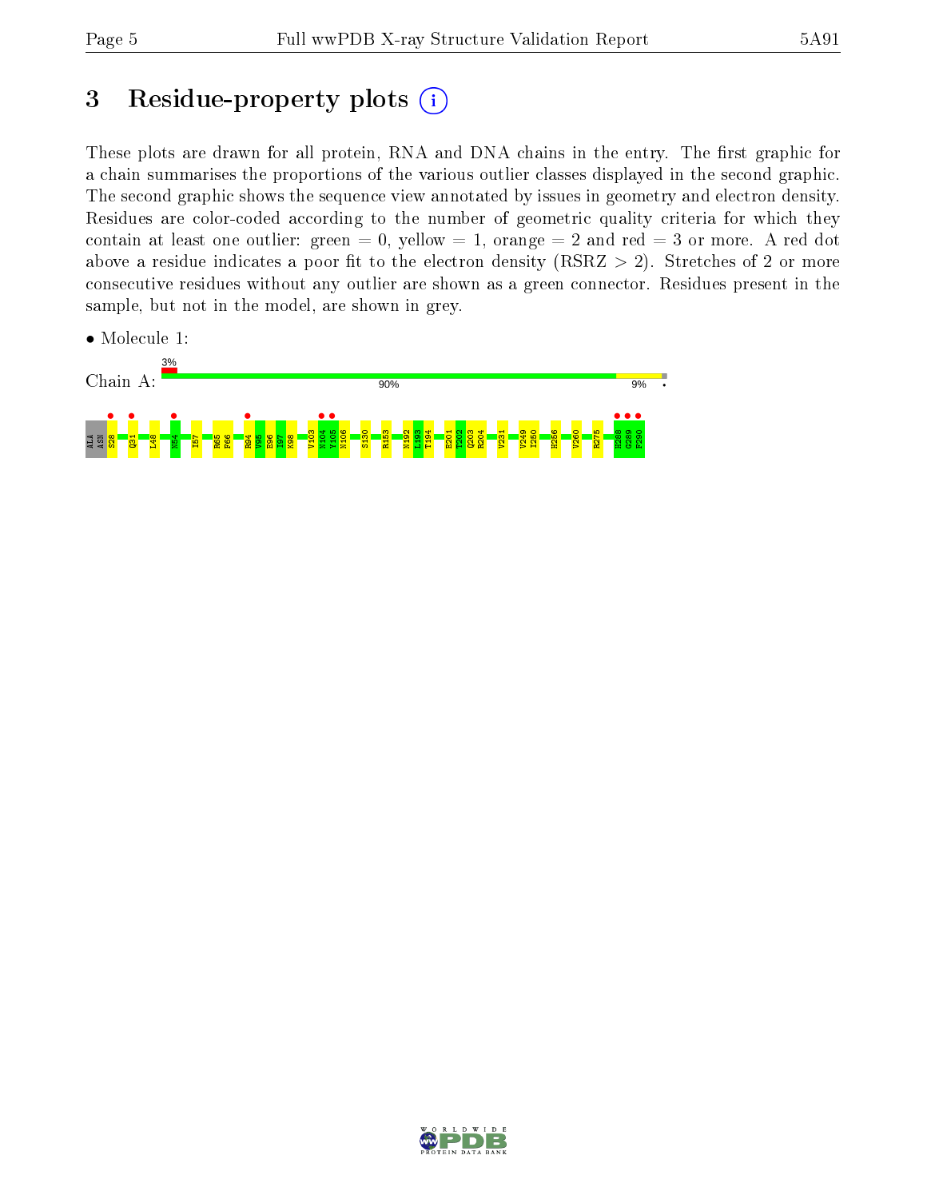# 3 Residue-property plots

These plots are drawn for all protein, RNA and DNA chains in the entry. The first graphic for a chain summarises the proportions of the various outlier classes displayed in the second graphic. The second graphic shows the sequence view annotated by issues in geometry and electron density. Residues are color-coded according to the number of geometric quality criteria for which they contain at least one outlier: green = 0, yellow = 1, orange = 2 and red = 3 or more. A red dot above a residue indicates a poor fit to the electron density (RSRZ > 2). Stretches of 2 or more consecutive residues without any outlier are shown as a green connector. Residues present in the sample, but not in the model, are shown in grey.

- Molecule 1:

Chain A: 3% | 90% | 9%

ALA ASN S28 Q31 L48 N54 I57 R65 F66 R94 V95 E96 I97 K98 V103 N104 Y105 N106 S130 R153 N192 L193 T194 E201 T202 Q203 R204 V231 V249 I250 H256 V260 R275 H288 G289 F290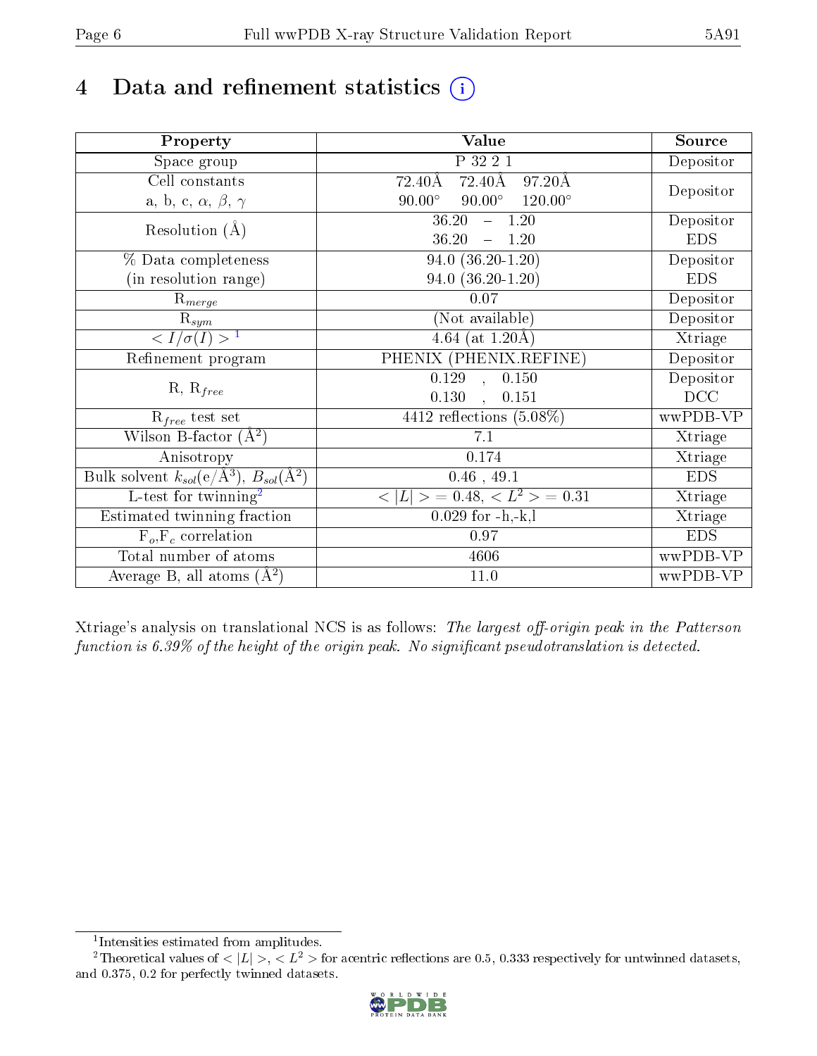# 4 Data and refinement statistics (i)

| Property | Value | Source |
|---|---|---|
| Space group | P 32 2 1 | Depositor |
| Cell constants<br>a, b, c, $\alpha$, $\beta$, $\gamma$ | 72.40Å 72.40Å 97.20Å<br>90.00° 90.00° 120.00° | Depositor |
| Resolution (Å) | 36.20 – 1.20<br>36.20 – 1.20 | Depositor<br>EDS |
| % Data completeness<br>(in resolution range) | 94.0 (36.20-1.20)<br>94.0 (36.20-1.20) | Depositor<br>EDS |
| $R_{merge}$ | 0.07 | Depositor |
| $R_{sym}$ | (Not available) | Depositor |
| $< I/\sigma(I) >$ [1] | 4.64 (at 1.20Å) | Xtriage |
| Refinement program | PHENIX (PHENIX.REFINE) | Depositor |
| R, $R_{free}$ | 0.129 , 0.150<br>0.130 , 0.151 | Depositor<br>DCC |
| $R_{free}$ test set | 4412 reflections (5.08%) | wwPDB-VP |
| Wilson B-factor (Å$^2$) | 7.1 | Xtriage |
| Anisotropy | 0.174 | Xtriage |
| Bulk solvent $k_{sol}$(e/Å$^3$), $B_{sol}$(Å$^2$) | 0.46 , 49.1 | EDS |
| L-test for twinning[2] | $< \|L\| > = 0.48$, $< L^2 > = 0.31$ | Xtriage |
| Estimated twinning fraction | 0.029 for -h,-k,l | Xtriage |
| $F_o$,$F_c$ correlation | 0.97 | EDS |
| Total number of atoms | 4606 | wwPDB-VP |
| Average B, all atoms (Å$^2$) | 11.0 | wwPDB-VP |

Xtriage's analysis on translational NCS is as follows: *The largest off-origin peak in the Patterson function is 6.39% of the height of the origin peak. No significant pseudotranslation is detected.*

[1] Intensities estimated from amplitudes.

[2] Theoretical values of $< |L| >$, $< L^2 >$ for acentric reflections are 0.5, 0.333 respectively for untwinned datasets, and 0.375, 0.2 for perfectly twinned datasets.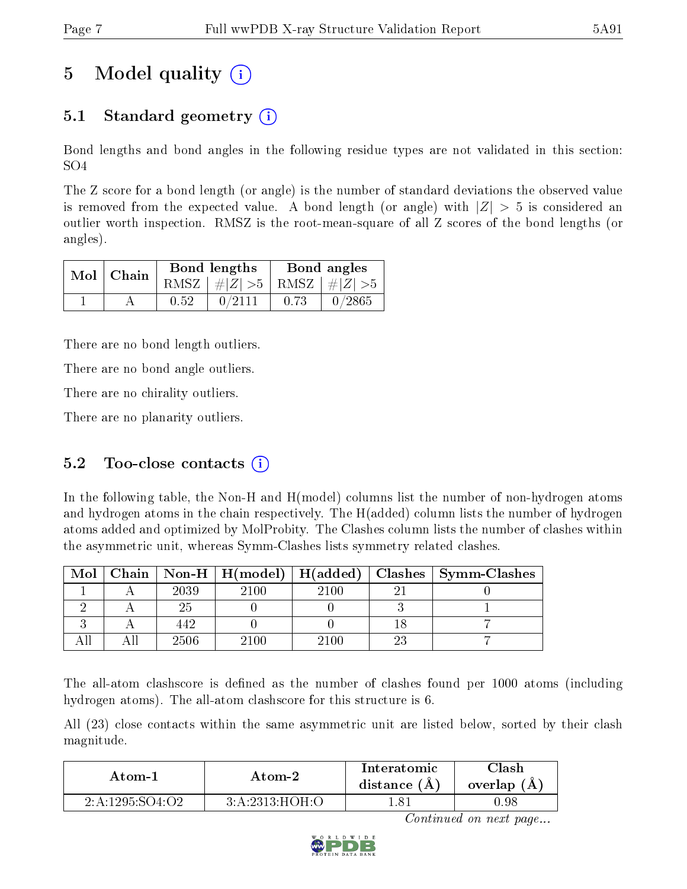# 5 Model quality (i)

## 5.1 Standard geometry (i)

Bond lengths and bond angles in the following residue types are not validated in this section: SO4

The Z score for a bond length (or angle) is the number of standard deviations the observed value is removed from the expected value. A bond length (or angle) with $|Z| > 5$ is considered an outlier worth inspection. RMSZ is the root-mean-square of all Z scores of the bond lengths (or angles).

| Mol | Chain | Bond lengths | | Bond angles | |
|---|---|---|---|---|---|
| | | RMSZ | $\#\|Z\| > 5$ | RMSZ | $\#\|Z\| > 5$ |
| 1 | A | 0.52 | 0/2111 | 0.73 | 0/2865 |

There are no bond length outliers.

There are no bond angle outliers.

There are no chirality outliers.

There are no planarity outliers.

## 5.2 Too-close contacts (i)

In the following table, the Non-H and H(model) columns list the number of non-hydrogen atoms and hydrogen atoms in the chain respectively. The H(added) column lists the number of hydrogen atoms added and optimized by MolProbity. The Clashes column lists the number of clashes within the asymmetric unit, whereas Symm-Clashes lists symmetry related clashes.

| Mol | Chain | Non-H | H(model) | H(added) | Clashes | Symm-Clashes |
|---|---|---|---|---|---|---|
| 1 | A | 2039 | 2100 | 2100 | 21 | 0 |
| 2 | A | 25 | 0 | 0 | 3 | 1 |
| 3 | A | 442 | 0 | 0 | 18 | 7 |
| All | All | 2506 | 2100 | 2100 | 23 | 7 |

The all-atom clashscore is defined as the number of clashes found per 1000 atoms (including hydrogen atoms). The all-atom clashscore for this structure is 6.

All (23) close contacts within the same asymmetric unit are listed below, sorted by their clash magnitude.

| Atom-1 | Atom-2 | Interatomic distance (Å) | Clash overlap (Å) |
|---|---|---|---|
| 2:A:1295:SO4:O2 | 3:A:2313:HOH:O | 1.81 | 0.98 |

*Continued on next page...*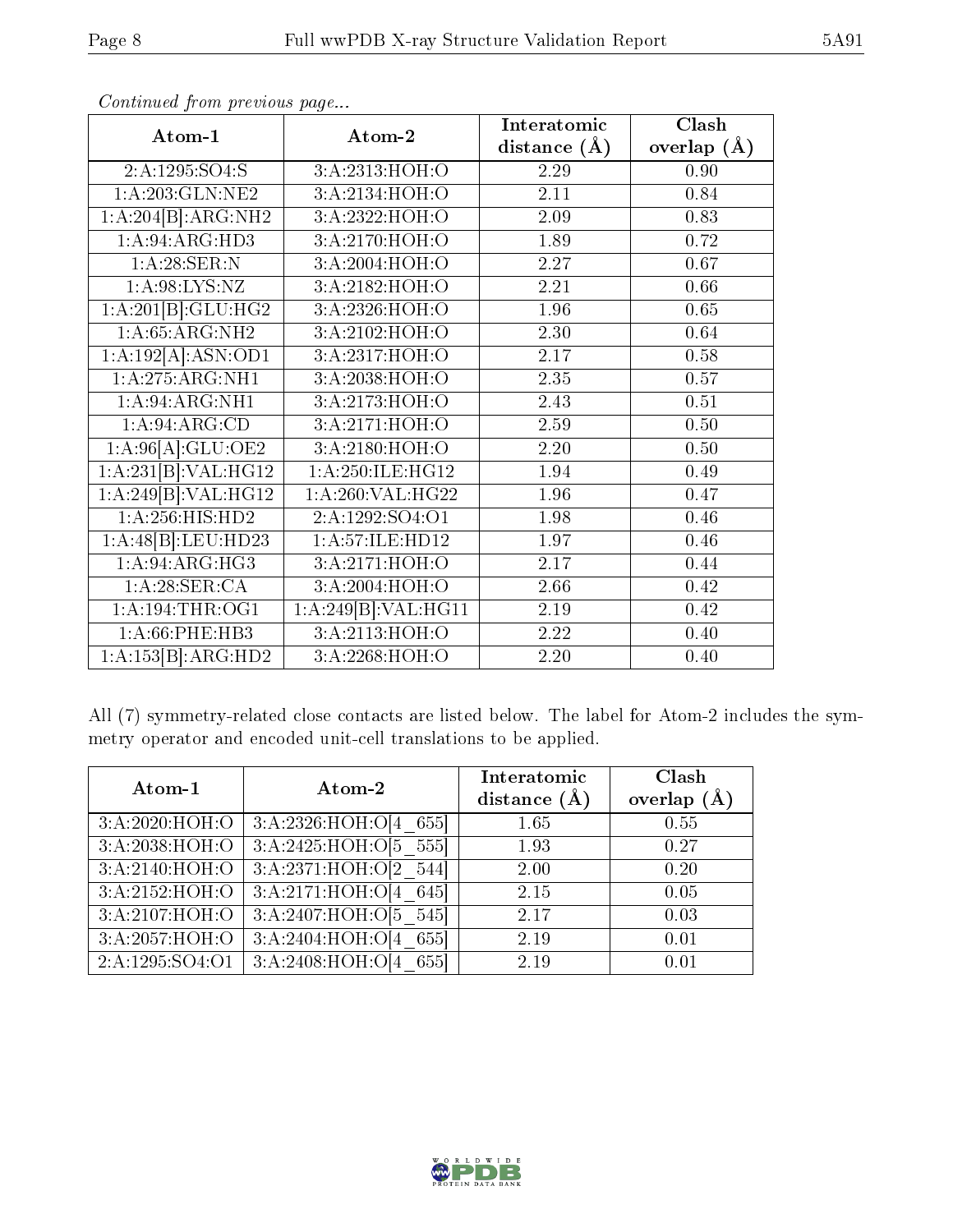*Continued from previous page...*

| Atom-1 | Atom-2 | Interatomic distance (Å) | Clash overlap (Å) |
|---|---|---|---|
| 2:A:1295:SO4:S | 3:A:2313:HOH:O | 2.29 | 0.90 |
| 1:A:203:GLN:NE2 | 3:A:2134:HOH:O | 2.11 | 0.84 |
| 1:A:204[B]:ARG:NH2 | 3:A:2322:HOH:O | 2.09 | 0.83 |
| 1:A:94:ARG:HD3 | 3:A:2170:HOH:O | 1.89 | 0.72 |
| 1:A:28:SER:N | 3:A:2004:HOH:O | 2.27 | 0.67 |
| 1:A:98:LYS:NZ | 3:A:2182:HOH:O | 2.21 | 0.66 |
| 1:A:201[B]:GLU:HG2 | 3:A:2326:HOH:O | 1.96 | 0.65 |
| 1:A:65:ARG:NH2 | 3:A:2102:HOH:O | 2.30 | 0.64 |
| 1:A:192[A]:ASN:OD1 | 3:A:2317:HOH:O | 2.17 | 0.58 |
| 1:A:275:ARG:NH1 | 3:A:2038:HOH:O | 2.35 | 0.57 |
| 1:A:94:ARG:NH1 | 3:A:2173:HOH:O | 2.43 | 0.51 |
| 1:A:94:ARG:CD | 3:A:2171:HOH:O | 2.59 | 0.50 |
| 1:A:96[A]:GLU:OE2 | 3:A:2180:HOH:O | 2.20 | 0.50 |
| 1:A:231[B]:VAL:HG12 | 1:A:250:ILE:HG12 | 1.94 | 0.49 |
| 1:A:249[B]:VAL:HG12 | 1:A:260:VAL:HG22 | 1.96 | 0.47 |
| 1:A:256:HIS:HD2 | 2:A:1292:SO4:O1 | 1.98 | 0.46 |
| 1:A:48[B]:LEU:HD23 | 1:A:57:ILE:HD12 | 1.97 | 0.46 |
| 1:A:94:ARG:HG3 | 3:A:2171:HOH:O | 2.17 | 0.44 |
| 1:A:28:SER:CA | 3:A:2004:HOH:O | 2.66 | 0.42 |
| 1:A:194:THR:OG1 | 1:A:249[B]:VAL:HG11 | 2.19 | 0.42 |
| 1:A:66:PHE:HB3 | 3:A:2113:HOH:O | 2.22 | 0.40 |
| 1:A:153[B]:ARG:HD2 | 3:A:2268:HOH:O | 2.20 | 0.40 |

All (7) symmetry-related close contacts are listed below. The label for Atom-2 includes the symmetry operator and encoded unit-cell translations to be applied.

| Atom-1 | Atom-2 | Interatomic distance (Å) | Clash overlap (Å) |
|---|---|---|---|
| 3:A:2020:HOH:O | 3:A:2326:HOH:O[4_655] | 1.65 | 0.55 |
| 3:A:2038:HOH:O | 3:A:2425:HOH:O[5_555] | 1.93 | 0.27 |
| 3:A:2140:HOH:O | 3:A:2371:HOH:O[2_544] | 2.00 | 0.20 |
| 3:A:2152:HOH:O | 3:A:2171:HOH:O[4_645] | 2.15 | 0.05 |
| 3:A:2107:HOH:O | 3:A:2407:HOH:O[5_545] | 2.17 | 0.03 |
| 3:A:2057:HOH:O | 3:A:2404:HOH:O[4_655] | 2.19 | 0.01 |
| 2:A:1295:SO4:O1 | 3:A:2408:HOH:O[4_655] | 2.19 | 0.01 |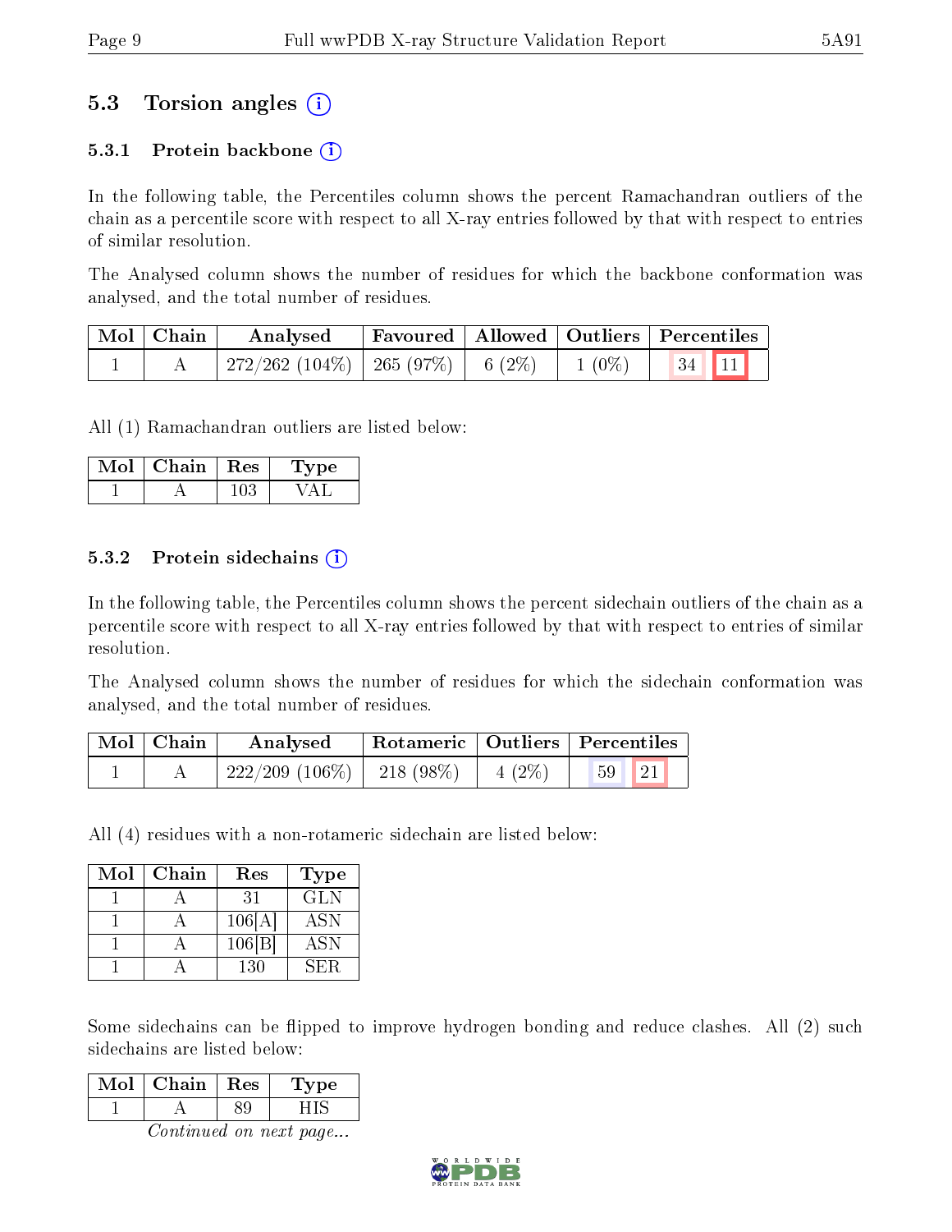## 5.3 Torsion angles (i)

### 5.3.1 Protein backbone (i)

In the following table, the Percentiles column shows the percent Ramachandran outliers of the chain as a percentile score with respect to all X-ray entries followed by that with respect to entries of similar resolution.

The Analysed column shows the number of residues for which the backbone conformation was analysed, and the total number of residues.

| Mol | Chain | Analysed | Favoured | Allowed | Outliers | Percentiles | |
|---|---|---|---|---|---|---|---|
| 1 | A | 272/262 (104%) | 265 (97%) | 6 (2%) | 1 (0%) | 34 | 11 |

All (1) Ramachandran outliers are listed below:

| Mol | Chain | Res | Type |
|---|---|---|---|
| 1 | A | 103 | VAL |

### 5.3.2 Protein sidechains (i)

In the following table, the Percentiles column shows the percent sidechain outliers of the chain as a percentile score with respect to all X-ray entries followed by that with respect to entries of similar resolution.

The Analysed column shows the number of residues for which the sidechain conformation was analysed, and the total number of residues.

| Mol | Chain | Analysed | Rotameric | Outliers | Percentiles | |
|---|---|---|---|---|---|---|
| 1 | A | 222/209 (106%) | 218 (98%) | 4 (2%) | 59 | 21 |

All (4) residues with a non-rotameric sidechain are listed below:

| Mol | Chain | Res | Type |
|---|---|---|---|
| 1 | A | 31 | GLN |
| 1 | A | 106[A] | ASN |
| 1 | A | 106[B] | ASN |
| 1 | A | 130 | SER |

Some sidechains can be flipped to improve hydrogen bonding and reduce clashes. All (2) such sidechains are listed below:

| Mol | Chain | Res | Type |
|---|---|---|---|
| 1 | A | 89 | HIS |

*Continued on next page...*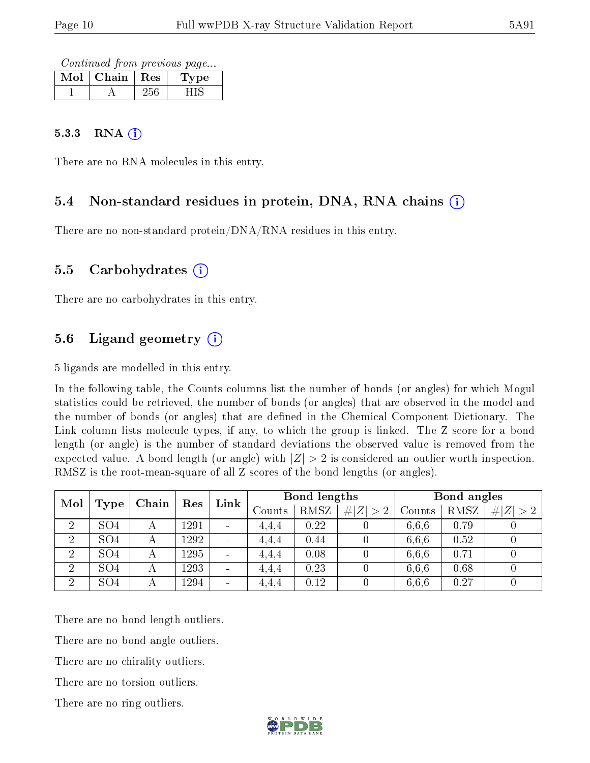*Continued from previous page...*

| Mol | Chain | Res | Type |
|---|---|---|---|
| 1 | A | 256 | HIS |

### 5.3.3 RNA

There are no RNA molecules in this entry.

## 5.4 Non-standard residues in protein, DNA, RNA chains

There are no non-standard protein/DNA/RNA residues in this entry.

## 5.5 Carbohydrates

There are no carbohydrates in this entry.

## 5.6 Ligand geometry

5 ligands are modelled in this entry.

In the following table, the Counts columns list the number of bonds (or angles) for which Mogul statistics could be retrieved, the number of bonds (or angles) that are observed in the model and the number of bonds (or angles) that are defined in the Chemical Component Dictionary. The Link column lists molecule types, if any, to which the group is linked. The Z score for a bond length (or angle) is the number of standard deviations the observed value is removed from the expected value. A bond length (or angle) with $|Z| > 2$ is considered an outlier worth inspection. RMSZ is the root-mean-square of all Z scores of the bond lengths (or angles).

| Mol | Type | Chain | Res | Link | Bond lengths | | | Bond angles | | |
|---|---|---|---|---|---|---|---|---|---|---|
| | | | | | Counts | RMSZ | $\#\|Z\| > 2$ | Counts | RMSZ | $\#\|Z\| > 2$ |
| 2 | SO4 | A | 1291 | - | 4,4,4 | 0.22 | 0 | 6,6,6 | 0.79 | 0 |
| 2 | SO4 | A | 1292 | - | 4,4,4 | 0.44 | 0 | 6,6,6 | 0.52 | 0 |
| 2 | SO4 | A | 1295 | - | 4,4,4 | 0.08 | 0 | 6,6,6 | 0.71 | 0 |
| 2 | SO4 | A | 1293 | - | 4,4,4 | 0.23 | 0 | 6,6,6 | 0.68 | 0 |
| 2 | SO4 | A | 1294 | - | 4,4,4 | 0.12 | 0 | 6,6,6 | 0.27 | 0 |

There are no bond length outliers.

There are no bond angle outliers.

There are no chirality outliers.

There are no torsion outliers.

There are no ring outliers.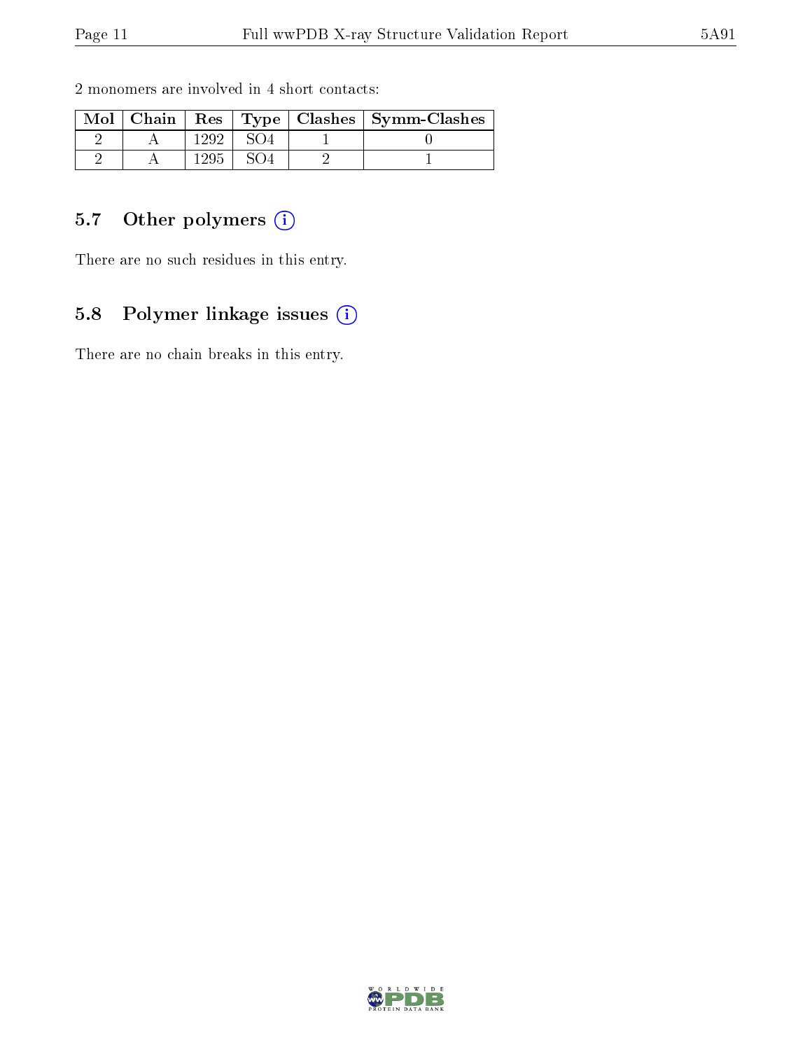2 monomers are involved in 4 short contacts:

| Mol | Chain | Res | Type | Clashes | Symm-Clashes |
|---|---|---|---|---|---|
| 2 | A | 1292 | SO4 | 1 | 0 |
| 2 | A | 1295 | SO4 | 2 | 1 |

### 5.7 Other polymers (i)

There are no such residues in this entry.

### 5.8 Polymer linkage issues (i)

There are no chain breaks in this entry.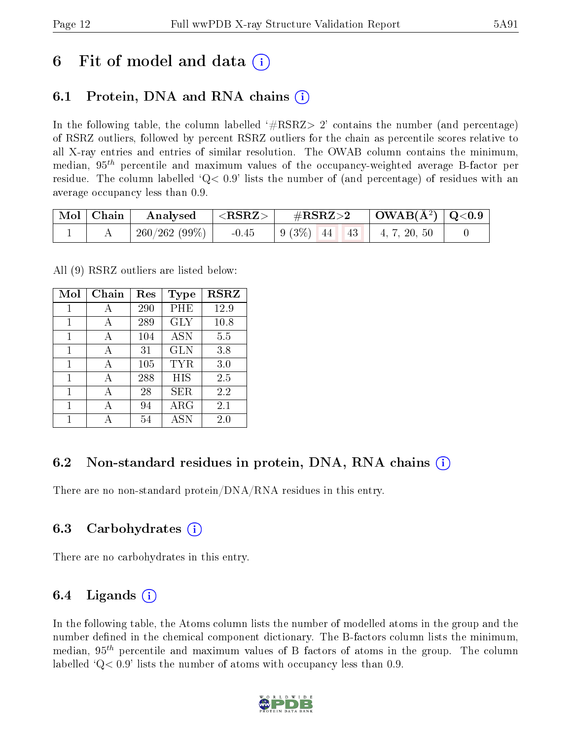# 6 Fit of model and data

## 6.1 Protein, DNA and RNA chains

In the following table, the column labelled '#RSRZ> 2' contains the number (and percentage) of RSRZ outliers, followed by percent RSRZ outliers for the chain as percentile scores relative to all X-ray entries and entries of similar resolution. The OWAB column contains the minimum, median, $95^{th}$ percentile and maximum values of the occupancy-weighted average B-factor per residue. The column labelled 'Q< 0.9' lists the number of (and percentage) of residues with an average occupancy less than 0.9.

| Mol | Chain | Analysed | <RSRZ> | #RSRZ>2 | | | OWAB(Å$^2$) | Q<0.9 |
|---|---|---|---|---|---|---|---|---|
| 1 | A | 260/262 (99%) | -0.45 | 9 (3%) | 44 | 43 | 4, 7, 20, 50 | 0 |

All (9) RSRZ outliers are listed below:

| Mol | Chain | Res | Type | RSRZ |
|---|---|---|---|---|
| 1 | A | 290 | PHE | 12.9 |
| 1 | A | 289 | GLY | 10.8 |
| 1 | A | 104 | ASN | 5.5 |
| 1 | A | 31 | GLN | 3.8 |
| 1 | A | 105 | TYR | 3.0 |
| 1 | A | 288 | HIS | 2.5 |
| 1 | A | 28 | SER | 2.2 |
| 1 | A | 94 | ARG | 2.1 |
| 1 | A | 54 | ASN | 2.0 |

## 6.2 Non-standard residues in protein, DNA, RNA chains

There are no non-standard protein/DNA/RNA residues in this entry.

## 6.3 Carbohydrates

There are no carbohydrates in this entry.

## 6.4 Ligands

In the following table, the Atoms column lists the number of modelled atoms in the group and the number defined in the chemical component dictionary. The B-factors column lists the minimum, median, $95^{th}$ percentile and maximum values of B factors of atoms in the group. The column labelled 'Q< 0.9' lists the number of atoms with occupancy less than 0.9.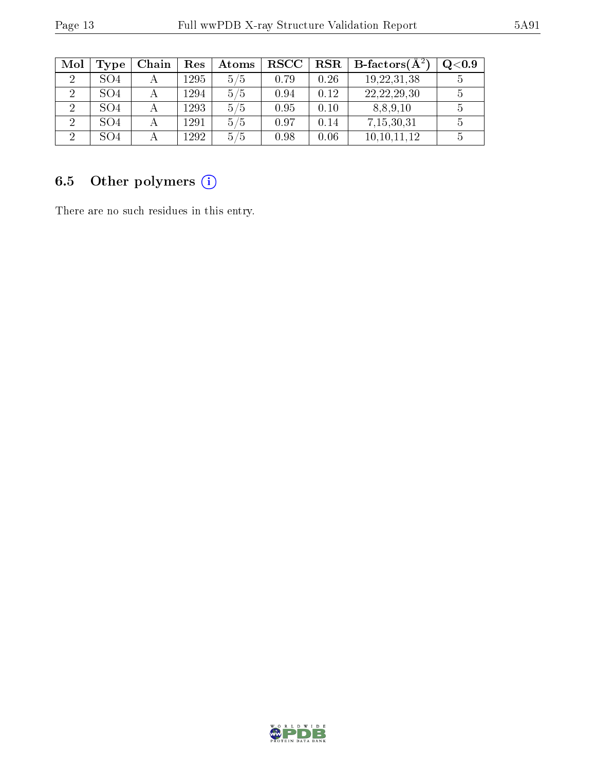| Mol | Type | Chain | Res | Atoms | RSCC | RSR | B-factors($Å^2$) | Q<0.9 |
|---|---|---|---|---|---|---|---|---|
| 2 | SO4 | A | 1295 | 5/5 | 0.79 | 0.26 | 19,22,31,38 | 5 |
| 2 | SO4 | A | 1294 | 5/5 | 0.94 | 0.12 | 22,22,29,30 | 5 |
| 2 | SO4 | A | 1293 | 5/5 | 0.95 | 0.10 | 8,8,9,10 | 5 |
| 2 | SO4 | A | 1291 | 5/5 | 0.97 | 0.14 | 7,15,30,31 | 5 |
| 2 | SO4 | A | 1292 | 5/5 | 0.98 | 0.06 | 10,10,11,12 | 5 |

### 6.5 Other polymers (i)

There are no such residues in this entry.